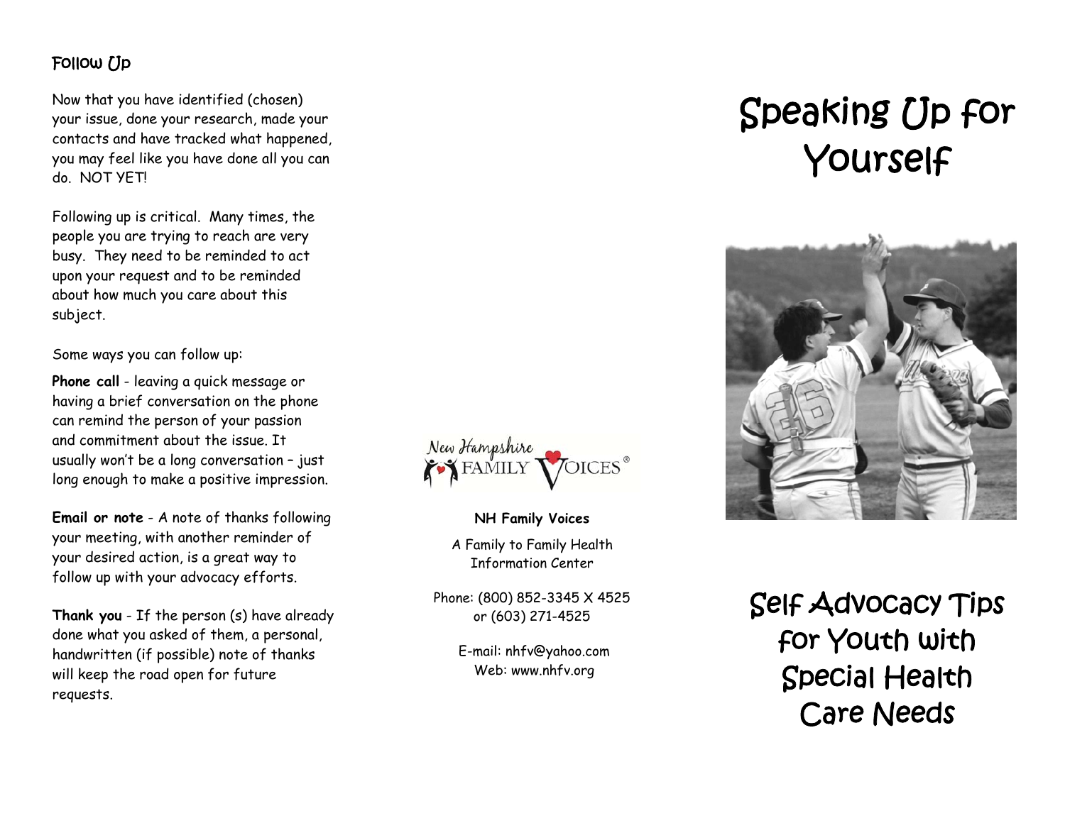## Follow Up

Now that you have identified (chosen) your issue, done your research, made your contacts and have tracked what happened, you may feel like you have done all you can do. NOT YET!

Following up is critical. Many times, the people you are trying to reach are very busy. They need to be reminded to act upon your request and to be reminded about how much you care about this subject.

Some ways you can follow up:

**Phone call** - leaving a quick message or having a brief conversation on the phone can remind the person of your passion and commitment about the issue. It usually won't be a long conversation – just long enough to make a positive impression.

**Email or note** - A note of thanks following your meeting, with another reminder of your desired action, is a great way to follow up with your advocacy efforts.

**Thank you** - If the person (s) have already done what you asked of them, a personal, handwritten (if possible) note of thanks will keep the road open for future requests.

New Hampshire FAMILY VOICES®

**NH Family Voices**

A Family to Family Health Information Center

Phone: (800) 852-3345 X 4525
or (603) 271-4525

E-mail: nhfv@yahoo.com
Web: www.nhfv.org

# Speaking Up for Yourself

## Self Advocacy Tips for Youth with Special Health Care Needs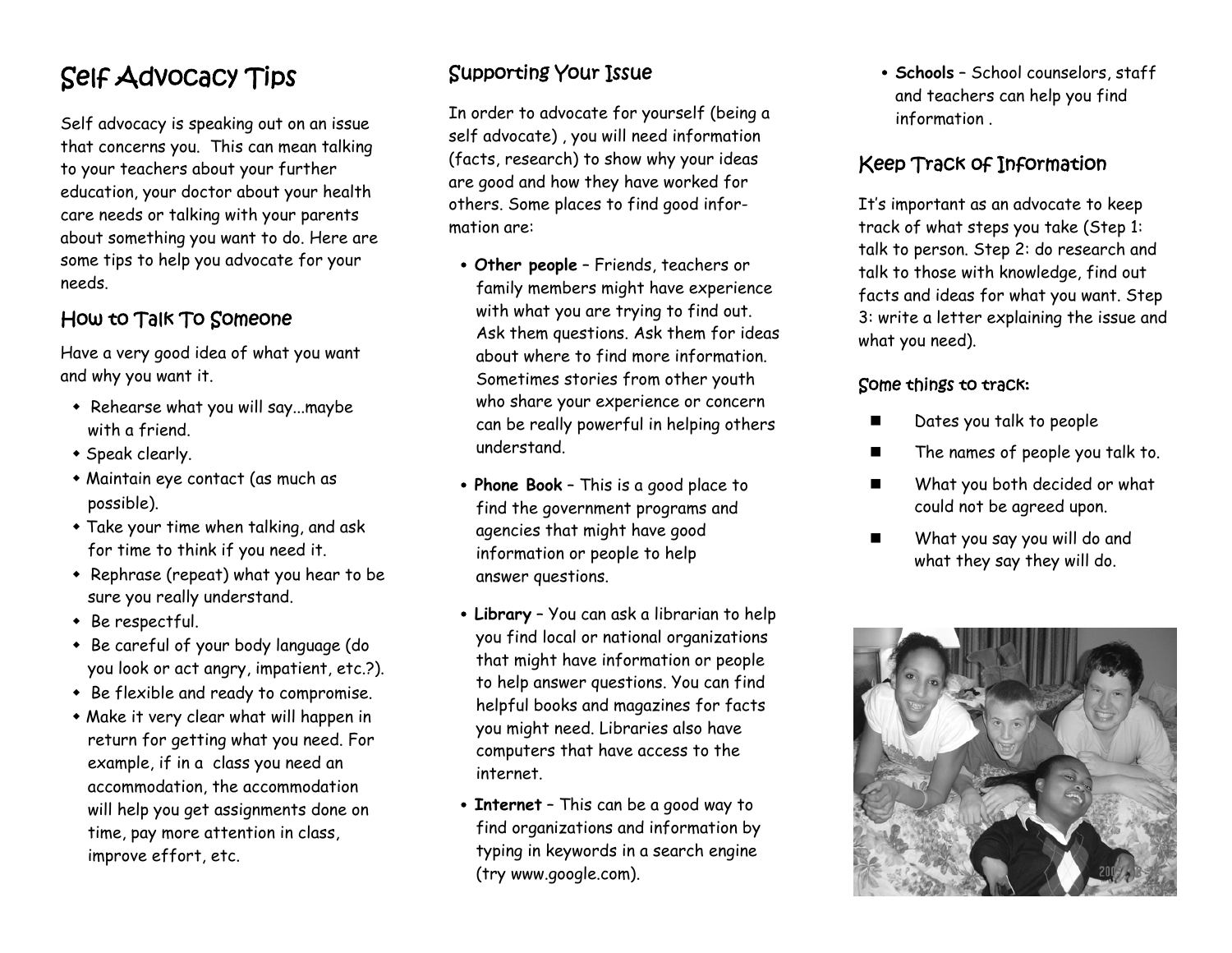# Self Advocacy Tips

Self advocacy is speaking out on an issue that concerns you. This can mean talking to your teachers about your further education, your doctor about your health care needs or talking with your parents about something you want to do. Here are some tips to help you advocate for your needs.

## How to Talk To Someone

Have a very good idea of what you want and why you want it.

- Rehearse what you will say...maybe with a friend.
- Speak clearly.
- Maintain eye contact (as much as possible).
- Take your time when talking, and ask for time to think if you need it.
- Rephrase (repeat) what you hear to be sure you really understand.
- Be respectful.
- Be careful of your body language (do you look or act angry, impatient, etc.?).
- Be flexible and ready to compromise.
- Make it very clear what will happen in return for getting what you need. For example, if in a class you need an accommodation, the accommodation will help you get assignments done on time, pay more attention in class, improve effort, etc.

## Supporting Your Issue

In order to advocate for yourself (being a self advocate) , you will need information (facts, research) to show why your ideas are good and how they have worked for others. Some places to find good information are:

- **Other people** – Friends, teachers or family members might have experience with what you are trying to find out. Ask them questions. Ask them for ideas about where to find more information. Sometimes stories from other youth who share your experience or concern can be really powerful in helping others understand.
- **Phone Book** – This is a good place to find the government programs and agencies that might have good information or people to help answer questions.
- **Library** – You can ask a librarian to help you find local or national organizations that might have information or people to help answer questions. You can find helpful books and magazines for facts you might need. Libraries also have computers that have access to the internet.
- **Internet** – This can be a good way to find organizations and information by typing in keywords in a search engine (try www.google.com).
- **Schools** – School counselors, staff and teachers can help you find information .

## Keep Track of Information

It's important as an advocate to keep track of what steps you take (Step 1: talk to person. Step 2: do research and talk to those with knowledge, find out facts and ideas for what you want. Step 3: write a letter explaining the issue and what you need).

### Some things to track:

- Dates you talk to people
- The names of people you talk to.
- What you both decided or what could not be agreed upon.
- What you say you will do and what they say they will do.